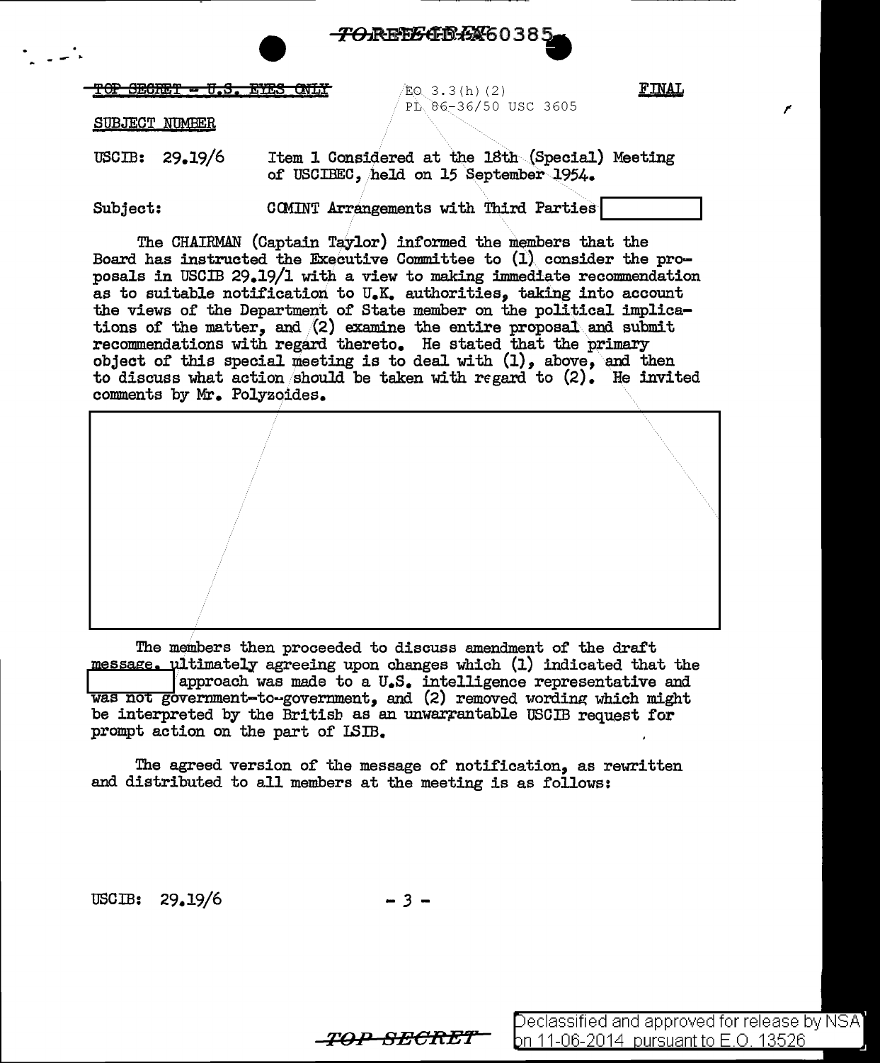TOP SECRET – U.S. EYES ONLY

EO 3.3(h)(2)
PL 86-36/50 USC 3605

FINAL

SUBJECT NUMBER

USCIB: 29.19/6 Item 1 Considered at the 18th (Special) Meeting of USCIBEC, held on 15 September 1954.

Subject: COMINT Arrangements with Third Parties [ ]

The CHAIRMAN (Captain Taylor) informed the members that the Board has instructed the Executive Committee to (1) consider the proposals in USCIB 29.19/1 with a view to making immediate recommendation as to suitable notification to U.K. authorities, taking into account the views of the Department of State member on the political implications of the matter, and (2) examine the entire proposal and submit recommendations with regard thereto. He stated that the primary object of this special meeting is to deal with (1), above, and then to discuss what action should be taken with regard to (2). He invited comments by Mr. Polyzoides.

[ ]

The members then proceeded to discuss amendment of the draft message, ultimately agreeing upon changes which (1) indicated that the [ ] approach was made to a U.S. intelligence representative and was not government-to-government, and (2) removed wording which might be interpreted by the British as an unwarrantable USCIB request for prompt action on the part of LSIB.

The agreed version of the message of notification, as rewritten and distributed to all members at the meeting is as follows:

USCIB: 29.19/6

TOP SECRET

Declassified and approved for release by NSA on 11-06-2014 pursuant to E.O. 13526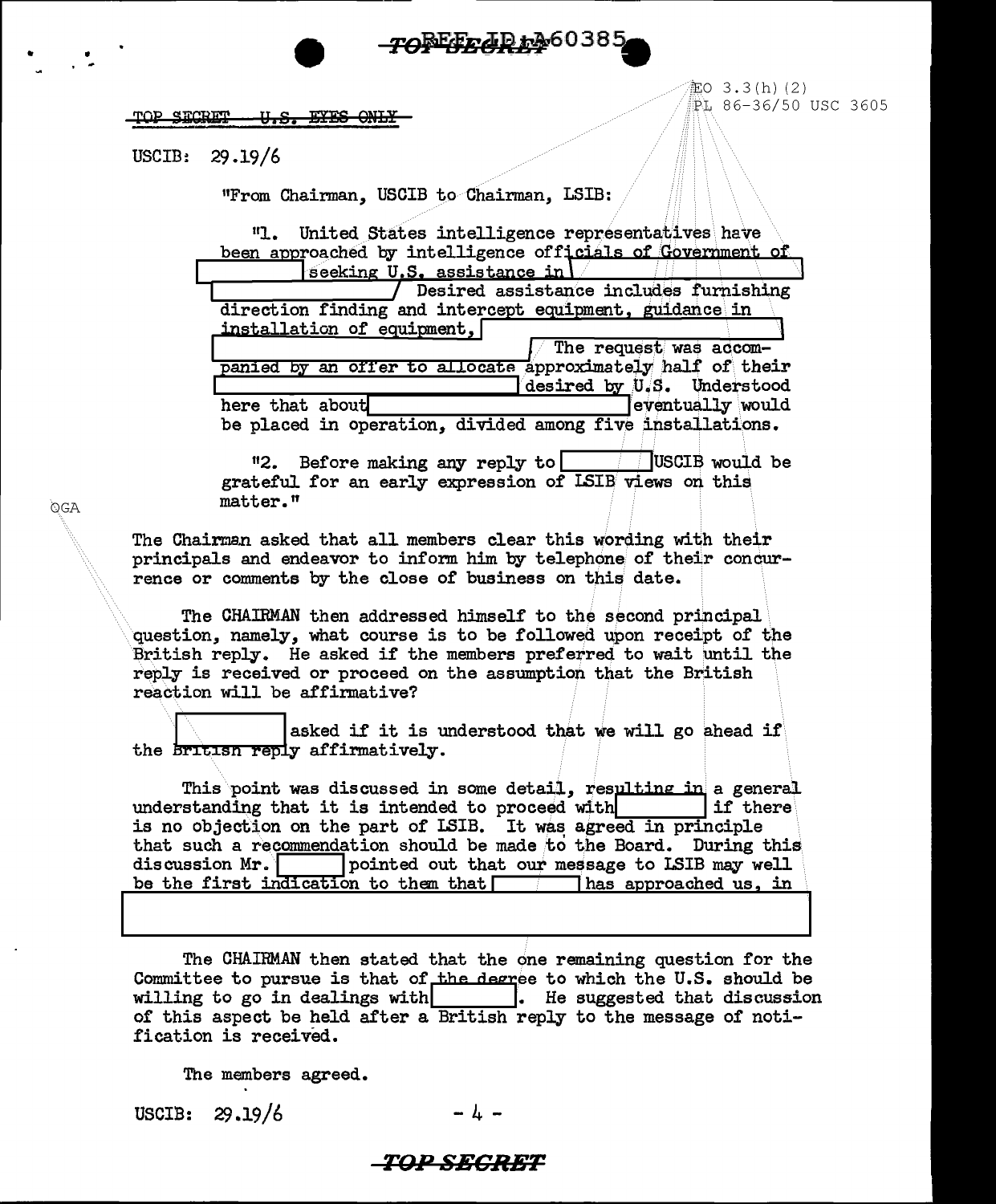TOP SECRET — U.S. EYES ONLY

EO 3.3(h)(2)
PL 86-36/50 USC 3605

USCIB: 29.19/6

"From Chairman, USCIB to Chairman, LSIB:

"1. United States intelligence representatives have been approached by intelligence officials of Government of [ ] seeking U.S. assistance in [ ] Desired assistance includes furnishing direction finding and intercept equipment, guidance in installation of equipment, [ ] The request was accompanied by an offer to allocate approximately half of their [ ] desired by U.S. Understood here that about [ ] eventually would be placed in operation, divided among five installations.

"2. Before making any reply to [ ] USCIB would be grateful for an early expression of LSIB views on this matter."

OGA

The Chairman asked that all members clear this wording with their principals and endeavor to inform him by telephone of their concurrence or comments by the close of business on this date.

The CHAIRMAN then addressed himself to the second principal question, namely, what course is to be followed upon receipt of the British reply. He asked if the members preferred to wait until the reply is received or proceed on the assumption that the British reaction will be affirmative?

[ ] asked if it is understood that we will go ahead if the British reply affirmatively.

This point was discussed in some detail, resulting in a general understanding that it is intended to proceed with [ ] if there is no objection on the part of LSIB. It was agreed in principle that such a recommendation should be made to the Board. During this discussion Mr. [ ] pointed out that our message to LSIB may well be the first indication to them that [ ] has approached us, in [ ]

The CHAIRMAN then stated that the one remaining question for the Committee to pursue is that of the degree to which the U.S. should be willing to go in dealings with [ ]. He suggested that discussion of this aspect be held after a British reply to the message of notification is received.

The members agreed.

USCIB: 29.19/6

TOP SECRET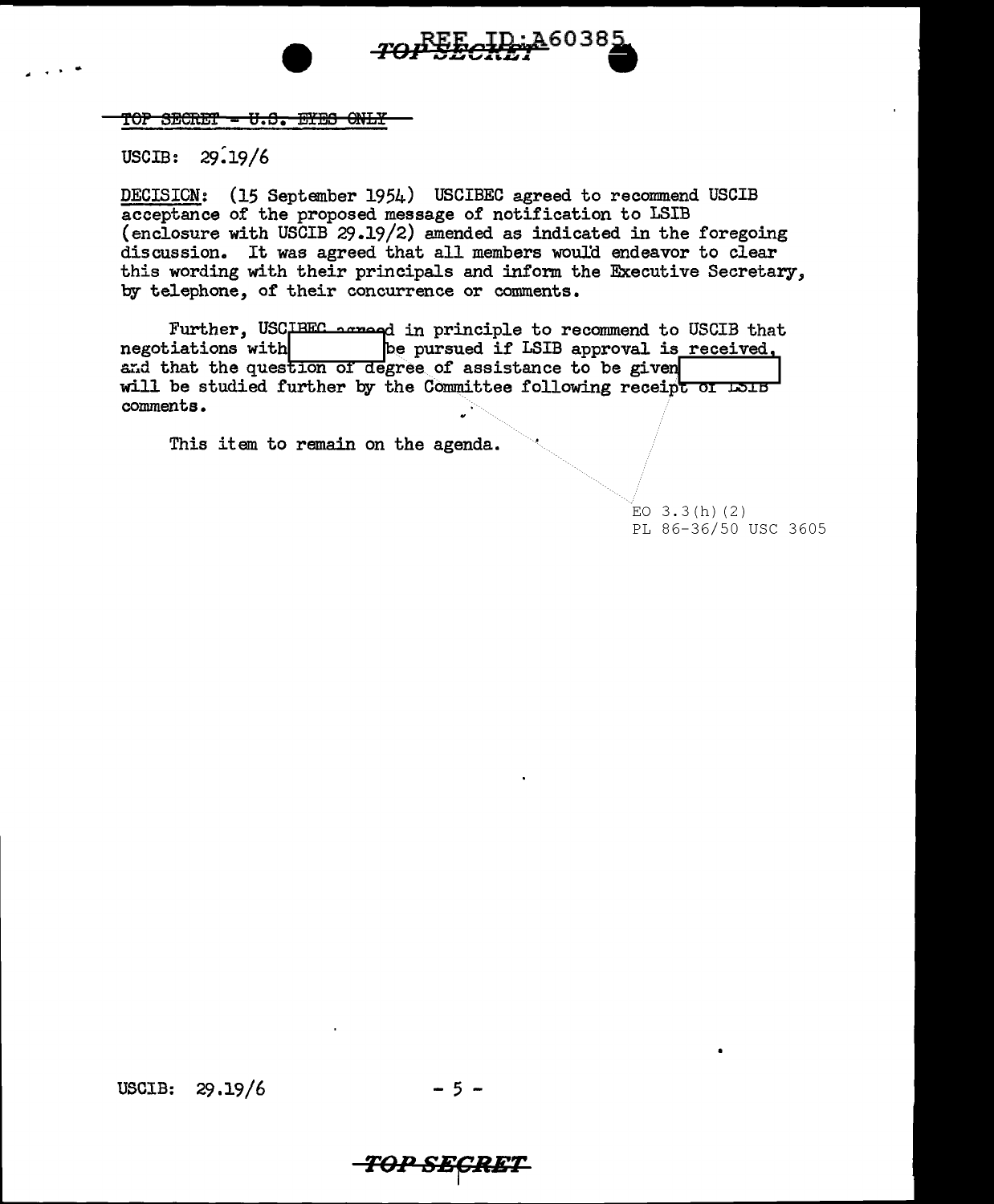TOP SECRET - U.S. EYES ONLY

USCIB: 29.19/6

DECISION: (15 September 1954) USCIBEC agreed to recommend USCIB acceptance of the proposed message of notification to LSIB (enclosure with USCIB 29.19/2) amended as indicated in the foregoing discussion. It was agreed that all members would endeavor to clear this wording with their principals and inform the Executive Secretary, by telephone, of their concurrence or comments.

Further, USCIBEC agreed in principle to recommend to USCIB that negotiations with [redacted] be pursued if LSIB approval is received, and that the question of degree of assistance to be given [redacted] will be studied further by the Committee following receipt of LSIB comments.

This item to remain on the agenda.

EO 3.3(h)(2)
PL 86-36/50 USC 3605

USCIB: 29.19/6

TOP SECRET